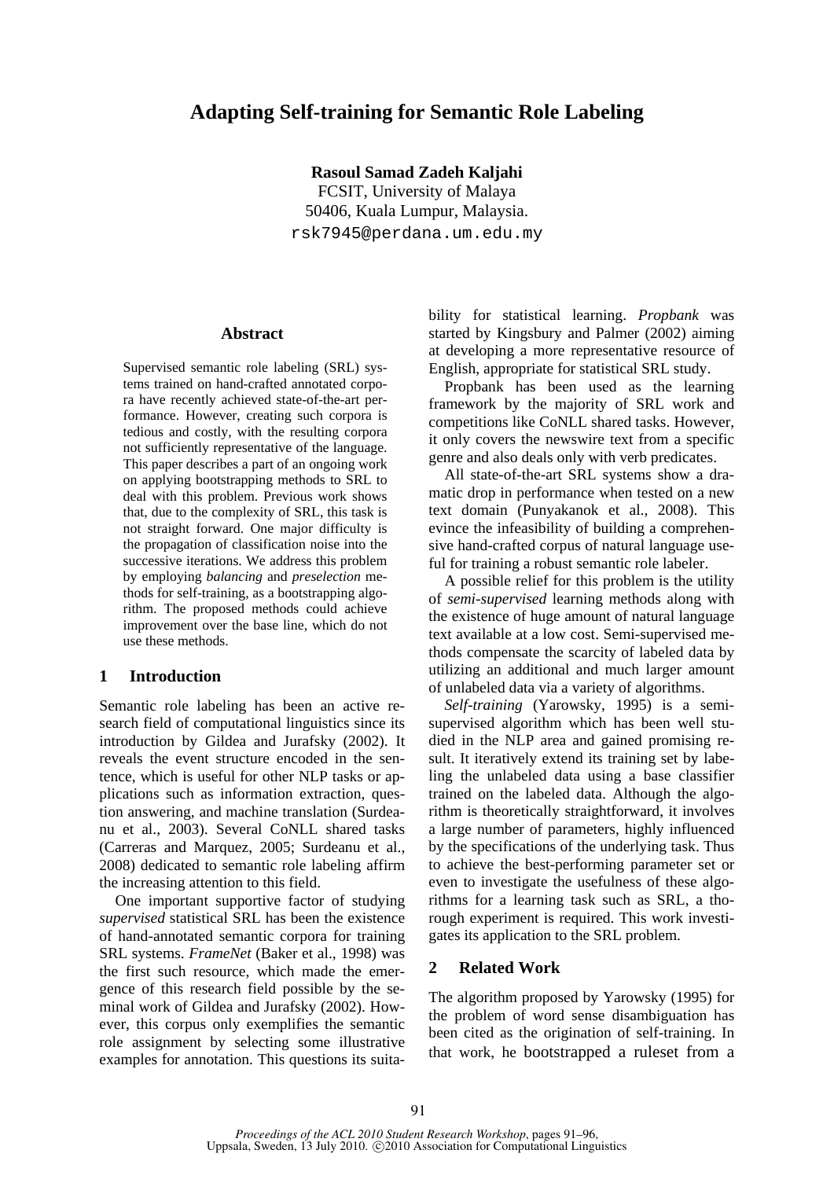# Adapting Self-training for Semantic Role Labeling

**Rasoul Samad Zadeh Kaljahi**
FCSIT, University of Malaya
50406, Kuala Lumpur, Malaysia.
rsk7945@perdana.um.edu.my

## Abstract

Supervised semantic role labeling (SRL) systems trained on hand-crafted annotated corpora have recently achieved state-of-the-art performance. However, creating such corpora is tedious and costly, with the resulting corpora not sufficiently representative of the language. This paper describes a part of an ongoing work on applying bootstrapping methods to SRL to deal with this problem. Previous work shows that, due to the complexity of SRL, this task is not straight forward. One major difficulty is the propagation of classification noise into the successive iterations. We address this problem by employing *balancing* and *preselection* methods for self-training, as a bootstrapping algorithm. The proposed methods could achieve improvement over the base line, which do not use these methods.

## 1 Introduction

Semantic role labeling has been an active research field of computational linguistics since its introduction by Gildea and Jurafsky (2002). It reveals the event structure encoded in the sentence, which is useful for other NLP tasks or applications such as information extraction, question answering, and machine translation (Surdeanu et al., 2003). Several CoNLL shared tasks (Carreras and Marquez, 2005; Surdeanu et al., 2008) dedicated to semantic role labeling affirm the increasing attention to this field.

One important supportive factor of studying *supervised* statistical SRL has been the existence of hand-annotated semantic corpora for training SRL systems. *FrameNet* (Baker et al., 1998) was the first such resource, which made the emergence of this research field possible by the seminal work of Gildea and Jurafsky (2002). However, this corpus only exemplifies the semantic role assignment by selecting some illustrative examples for annotation. This questions its suitability for statistical learning. *Propbank* was started by Kingsbury and Palmer (2002) aiming at developing a more representative resource of English, appropriate for statistical SRL study.

Propbank has been used as the learning framework by the majority of SRL work and competitions like CoNLL shared tasks. However, it only covers the newswire text from a specific genre and also deals only with verb predicates.

All state-of-the-art SRL systems show a dramatic drop in performance when tested on a new text domain (Punyakanok et al., 2008). This evince the infeasibility of building a comprehensive hand-crafted corpus of natural language useful for training a robust semantic role labeler.

A possible relief for this problem is the utility of *semi-supervised* learning methods along with the existence of huge amount of natural language text available at a low cost. Semi-supervised methods compensate the scarcity of labeled data by utilizing an additional and much larger amount of unlabeled data via a variety of algorithms.

*Self-training* (Yarowsky, 1995) is a semi-supervised algorithm which has been well studied in the NLP area and gained promising result. It iteratively extend its training set by labeling the unlabeled data using a base classifier trained on the labeled data. Although the algorithm is theoretically straightforward, it involves a large number of parameters, highly influenced by the specifications of the underlying task. Thus to achieve the best-performing parameter set or even to investigate the usefulness of these algorithms for a learning task such as SRL, a thorough experiment is required. This work investigates its application to the SRL problem.

## 2 Related Work

The algorithm proposed by Yarowsky (1995) for the problem of word sense disambiguation has been cited as the origination of self-training. In that work, he bootstrapped a ruleset from a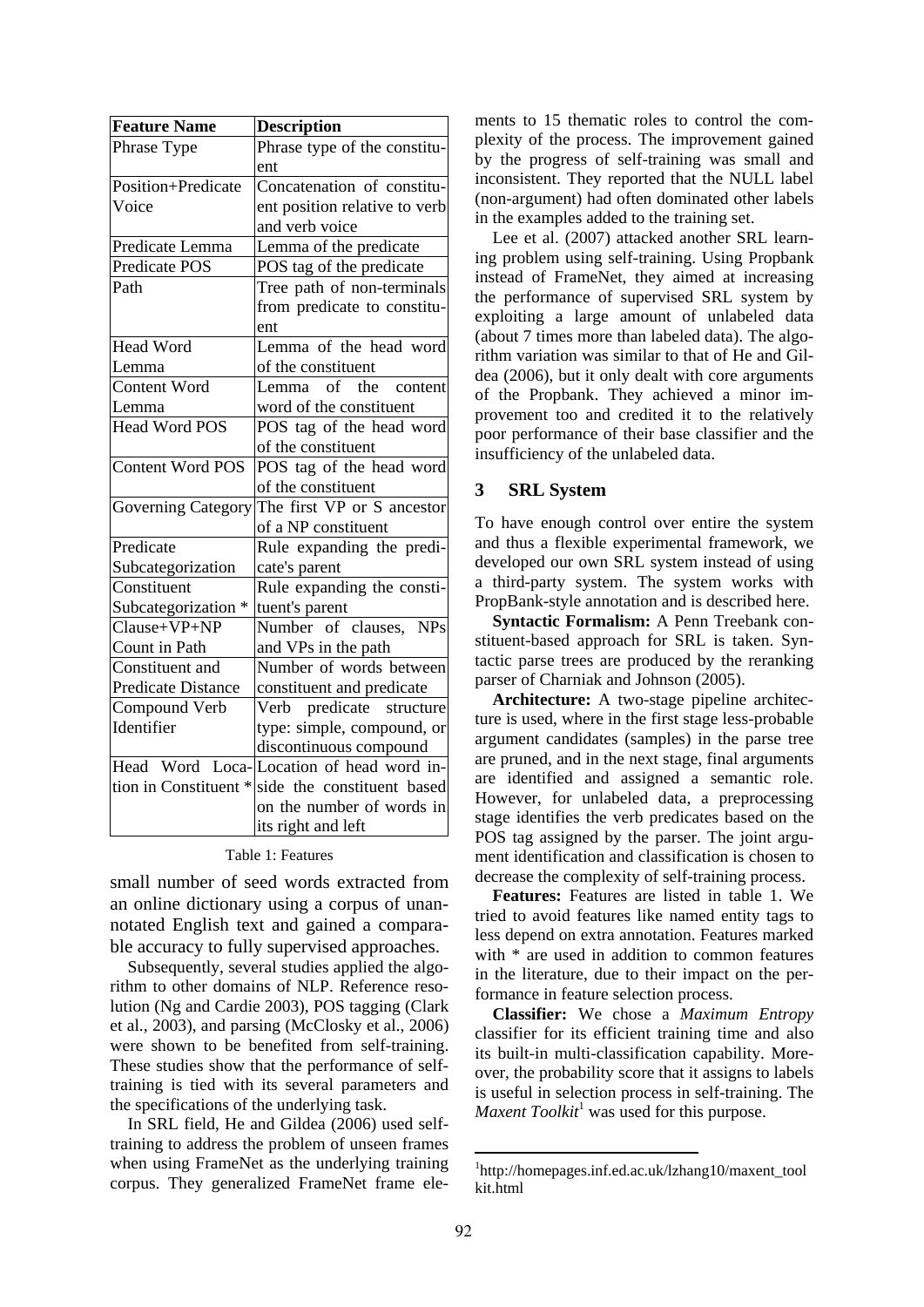| Feature Name | Description |
|---|---|
| Phrase Type | Phrase type of the constituent |
| Position+Predicate Voice | Concatenation of constituent position relative to verb and verb voice |
| Predicate Lemma | Lemma of the predicate |
| Predicate POS | POS tag of the predicate |
| Path | Tree path of non-terminals from predicate to constituent |
| Head Word Lemma | Lemma of the head word of the constituent |
| Content Word Lemma | Lemma of the content word of the constituent |
| Head Word POS | POS tag of the head word of the constituent |
| Content Word POS | POS tag of the head word of the constituent |
| Governing Category | The first VP or S ancestor of a NP constituent |
| Predicate Subcategorization | Rule expanding the predicate's parent |
| Constituent Subcategorization * | Rule expanding the constituent's parent |
| Clause+VP+NP Count in Path | Number of clauses, NPs and VPs in the path |
| Constituent and Predicate Distance | Number of words between constituent and predicate |
| Compound Verb Identifier | Verb predicate structure type: simple, compound, or discontinuous compound |
| Head Word Location in Constituent * | Location of head word inside the constituent based on the number of words in its right and left |

Table 1: Features

small number of seed words extracted from an online dictionary using a corpus of unannotated English text and gained a comparable accuracy to fully supervised approaches.

Subsequently, several studies applied the algorithm to other domains of NLP. Reference resolution (Ng and Cardie 2003), POS tagging (Clark et al., 2003), and parsing (McClosky et al., 2006) were shown to be benefited from self-training. These studies show that the performance of self-training is tied with its several parameters and the specifications of the underlying task.

In SRL field, He and Gildea (2006) used self-training to address the problem of unseen frames when using FrameNet as the underlying training corpus. They generalized FrameNet frame elements to 15 thematic roles to control the complexity of the process. The improvement gained by the progress of self-training was small and inconsistent. They reported that the NULL label (non-argument) had often dominated other labels in the examples added to the training set.

Lee et al. (2007) attacked another SRL learning problem using self-training. Using Propbank instead of FrameNet, they aimed at increasing the performance of supervised SRL system by exploiting a large amount of unlabeled data (about 7 times more than labeled data). The algorithm variation was similar to that of He and Gildea (2006), but it only dealt with core arguments of the Propbank. They achieved a minor improvement too and credited it to the relatively poor performance of their base classifier and the insufficiency of the unlabeled data.

## 3 SRL System

To have enough control over entire the system and thus a flexible experimental framework, we developed our own SRL system instead of using a third-party system. The system works with PropBank-style annotation and is described here.

**Syntactic Formalism:** A Penn Treebank constituent-based approach for SRL is taken. Syntactic parse trees are produced by the reranking parser of Charniak and Johnson (2005).

**Architecture:** A two-stage pipeline architecture is used, where in the first stage less-probable argument candidates (samples) in the parse tree are pruned, and in the next stage, final arguments are identified and assigned a semantic role. However, for unlabeled data, a preprocessing stage identifies the verb predicates based on the POS tag assigned by the parser. The joint argument identification and classification is chosen to decrease the complexity of self-training process.

**Features:** Features are listed in table 1. We tried to avoid features like named entity tags to less depend on extra annotation. Features marked with * are used in addition to common features in the literature, due to their impact on the performance in feature selection process.

**Classifier:** We chose a *Maximum Entropy* classifier for its efficient training time and also its built-in multi-classification capability. Moreover, the probability score that it assigns to labels is useful in selection process in self-training. The *Maxent Toolkit*[1] was used for this purpose.

[1]http://homepages.inf.ed.ac.uk/lzhang10/maxent_toolkit.html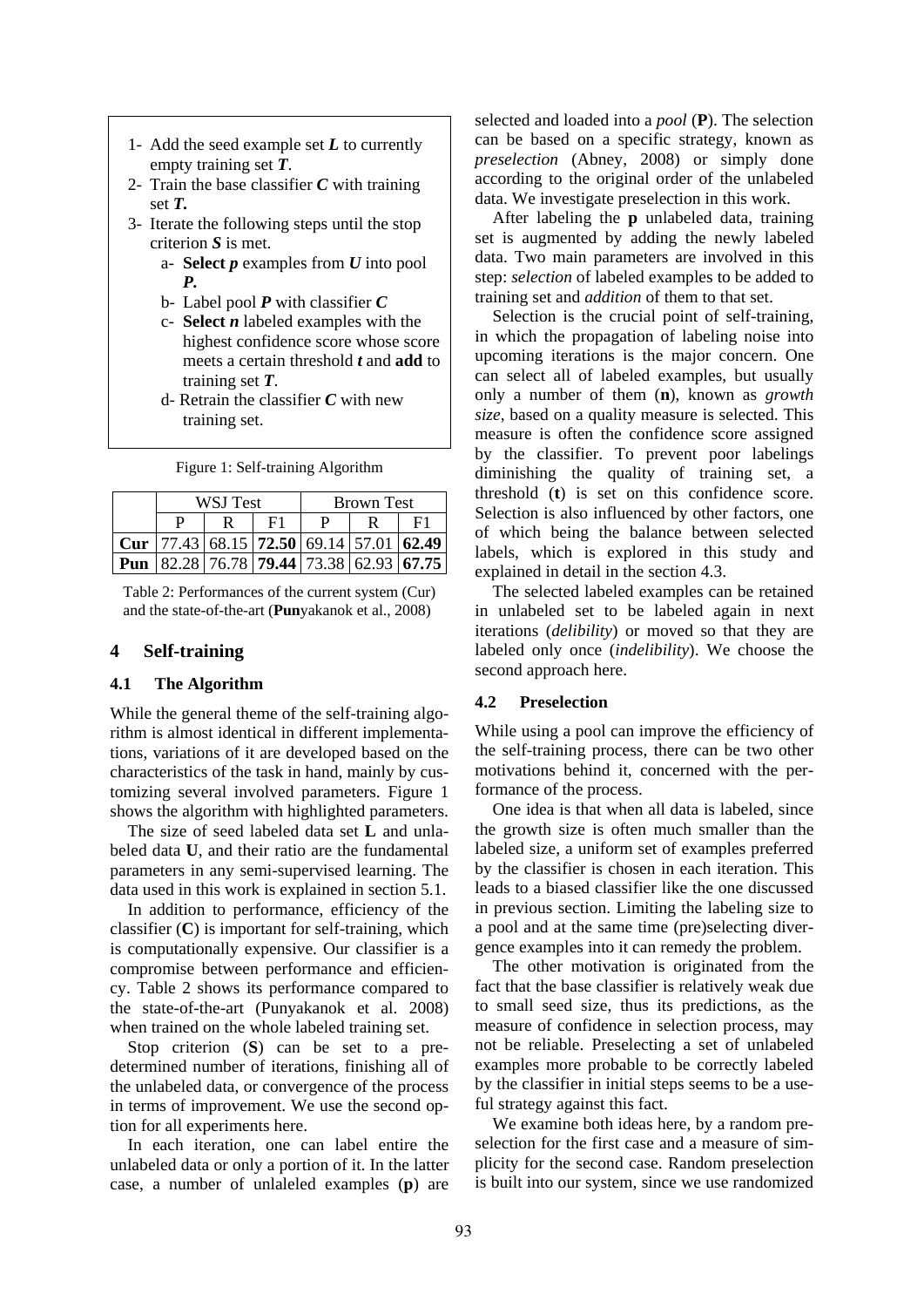1- Add the seed example set $L$ to currently empty training set $T$.
2- Train the base classifier $C$ with training set $T$.
3- Iterate the following steps until the stop criterion $S$ is met.
   a- **Select** $p$ examples from $U$ into pool $P$.
   b- Label pool $P$ with classifier $C$
   c- **Select** $n$ labeled examples with the highest confidence score whose score meets a certain threshold $t$ and **add** to training set $T$.
   d- Retrain the classifier $C$ with new training set.

Figure 1: Self-training Algorithm

| | WSJ Test | | | Brown Test | | |
|---|---|---|---|---|---|---|
| | P | R | F1 | P | R | F1 |
| **Cur** | 77.43 | 68.15 | **72.50** | 69.14 | 57.01 | **62.49** |
| **Pun** | 82.28 | 76.78 | **79.44** | 73.38 | 62.93 | **67.75** |

Table 2: Performances of the current system (Cur) and the state-of-the-art (**Pun**yakanok et al., 2008)

## 4 Self-training

### 4.1 The Algorithm

While the general theme of the self-training algorithm is almost identical in different implementations, variations of it are developed based on the characteristics of the task in hand, mainly by customizing several involved parameters. Figure 1 shows the algorithm with highlighted parameters.

The size of seed labeled data set **L** and unlabeled data **U**, and their ratio are the fundamental parameters in any semi-supervised learning. The data used in this work is explained in section 5.1.

In addition to performance, efficiency of the classifier (**C**) is important for self-training, which is computationally expensive. Our classifier is a compromise between performance and efficiency. Table 2 shows its performance compared to the state-of-the-art (Punyakanok et al. 2008) when trained on the whole labeled training set.

Stop criterion (**S**) can be set to a predetermined number of iterations, finishing all of the unlabeled data, or convergence of the process in terms of improvement. We use the second option for all experiments here.

In each iteration, one can label entire the unlabeled data or only a portion of it. In the latter case, a number of unlaleled examples (**p**) are selected and loaded into a *pool* (**P**). The selection can be based on a specific strategy, known as *preselection* (Abney, 2008) or simply done according to the original order of the unlabeled data. We investigate preselection in this work.

After labeling the **p** unlabeled data, training set is augmented by adding the newly labeled data. Two main parameters are involved in this step: *selection* of labeled examples to be added to training set and *addition* of them to that set.

Selection is the crucial point of self-training, in which the propagation of labeling noise into upcoming iterations is the major concern. One can select all of labeled examples, but usually only a number of them (**n**), known as *growth size*, based on a quality measure is selected. This measure is often the confidence score assigned by the classifier. To prevent poor labelings diminishing the quality of training set, a threshold (**t**) is set on this confidence score. Selection is also influenced by other factors, one of which being the balance between selected labels, which is explored in this study and explained in detail in the section 4.3.

The selected labeled examples can be retained in unlabeled set to be labeled again in next iterations (*delibility*) or moved so that they are labeled only once (*indelibility*). We choose the second approach here.

### 4.2 Preselection

While using a pool can improve the efficiency of the self-training process, there can be two other motivations behind it, concerned with the performance of the process.

One idea is that when all data is labeled, since the growth size is often much smaller than the labeled size, a uniform set of examples preferred by the classifier is chosen in each iteration. This leads to a biased classifier like the one discussed in previous section. Limiting the labeling size to a pool and at the same time (pre)selecting divergence examples into it can remedy the problem.

The other motivation is originated from the fact that the base classifier is relatively weak due to small seed size, thus its predictions, as the measure of confidence in selection process, may not be reliable. Preselecting a set of unlabeled examples more probable to be correctly labeled by the classifier in initial steps seems to be a useful strategy against this fact.

We examine both ideas here, by a random preselection for the first case and a measure of simplicity for the second case. Random preselection is built into our system, since we use randomized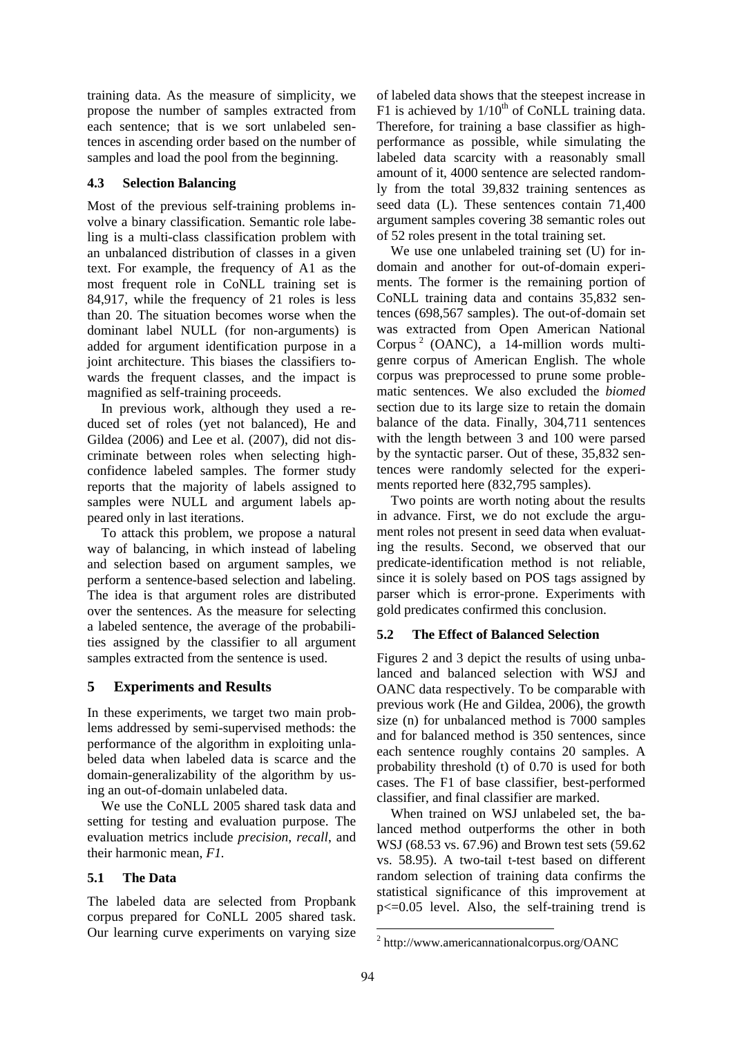training data. As the measure of simplicity, we propose the number of samples extracted from each sentence; that is we sort unlabeled sentences in ascending order based on the number of samples and load the pool from the beginning.

### 4.3 Selection Balancing

Most of the previous self-training problems involve a binary classification. Semantic role labeling is a multi-class classification problem with an unbalanced distribution of classes in a given text. For example, the frequency of A1 as the most frequent role in CoNLL training set is 84,917, while the frequency of 21 roles is less than 20. The situation becomes worse when the dominant label NULL (for non-arguments) is added for argument identification purpose in a joint architecture. This biases the classifiers towards the frequent classes, and the impact is magnified as self-training proceeds.

In previous work, although they used a reduced set of roles (yet not balanced), He and Gildea (2006) and Lee et al. (2007), did not discriminate between roles when selecting high-confidence labeled samples. The former study reports that the majority of labels assigned to samples were NULL and argument labels appeared only in last iterations.

To attack this problem, we propose a natural way of balancing, in which instead of labeling and selection based on argument samples, we perform a sentence-based selection and labeling. The idea is that argument roles are distributed over the sentences. As the measure for selecting a labeled sentence, the average of the probabilities assigned by the classifier to all argument samples extracted from the sentence is used.

## 5 Experiments and Results

In these experiments, we target two main problems addressed by semi-supervised methods: the performance of the algorithm in exploiting unlabeled data when labeled data is scarce and the domain-generalizability of the algorithm by using an out-of-domain unlabeled data.

We use the CoNLL 2005 shared task data and setting for testing and evaluation purpose. The evaluation metrics include *precision*, *recall*, and their harmonic mean, *F1*.

### 5.1 The Data

The labeled data are selected from Propbank corpus prepared for CoNLL 2005 shared task. Our learning curve experiments on varying size of labeled data shows that the steepest increase in F1 is achieved by $1/10^{th}$ of CoNLL training data. Therefore, for training a base classifier as high-performance as possible, while simulating the labeled data scarcity with a reasonably small amount of it, 4000 sentence are selected randomly from the total 39,832 training sentences as seed data (L). These sentences contain 71,400 argument samples covering 38 semantic roles out of 52 roles present in the total training set.

We use one unlabeled training set (U) for in-domain and another for out-of-domain experiments. The former is the remaining portion of CoNLL training data and contains 35,832 sentences (698,567 samples). The out-of-domain set was extracted from Open American National Corpus[2] (OANC), a 14-million words multi-genre corpus of American English. The whole corpus was preprocessed to prune some problematic sentences. We also excluded the *biomed* section due to its large size to retain the domain balance of the data. Finally, 304,711 sentences with the length between 3 and 100 were parsed by the syntactic parser. Out of these, 35,832 sentences were randomly selected for the experiments reported here (832,795 samples).

Two points are worth noting about the results in advance. First, we do not exclude the argument roles not present in seed data when evaluating the results. Second, we observed that our predicate-identification method is not reliable, since it is solely based on POS tags assigned by parser which is error-prone. Experiments with gold predicates confirmed this conclusion.

### 5.2 The Effect of Balanced Selection

Figures 2 and 3 depict the results of using unbalanced and balanced selection with WSJ and OANC data respectively. To be comparable with previous work (He and Gildea, 2006), the growth size (n) for unbalanced method is 7000 samples and for balanced method is 350 sentences, since each sentence roughly contains 20 samples. A probability threshold (t) of 0.70 is used for both cases. The F1 of base classifier, best-performed classifier, and final classifier are marked.

When trained on WSJ unlabeled set, the balanced method outperforms the other in both WSJ (68.53 vs. 67.96) and Brown test sets (59.62 vs. 58.95). A two-tail t-test based on different random selection of training data confirms the statistical significance of this improvement at $p<=0.05$ level. Also, the self-training trend is

[2] http://www.americannationalcorpus.org/OANC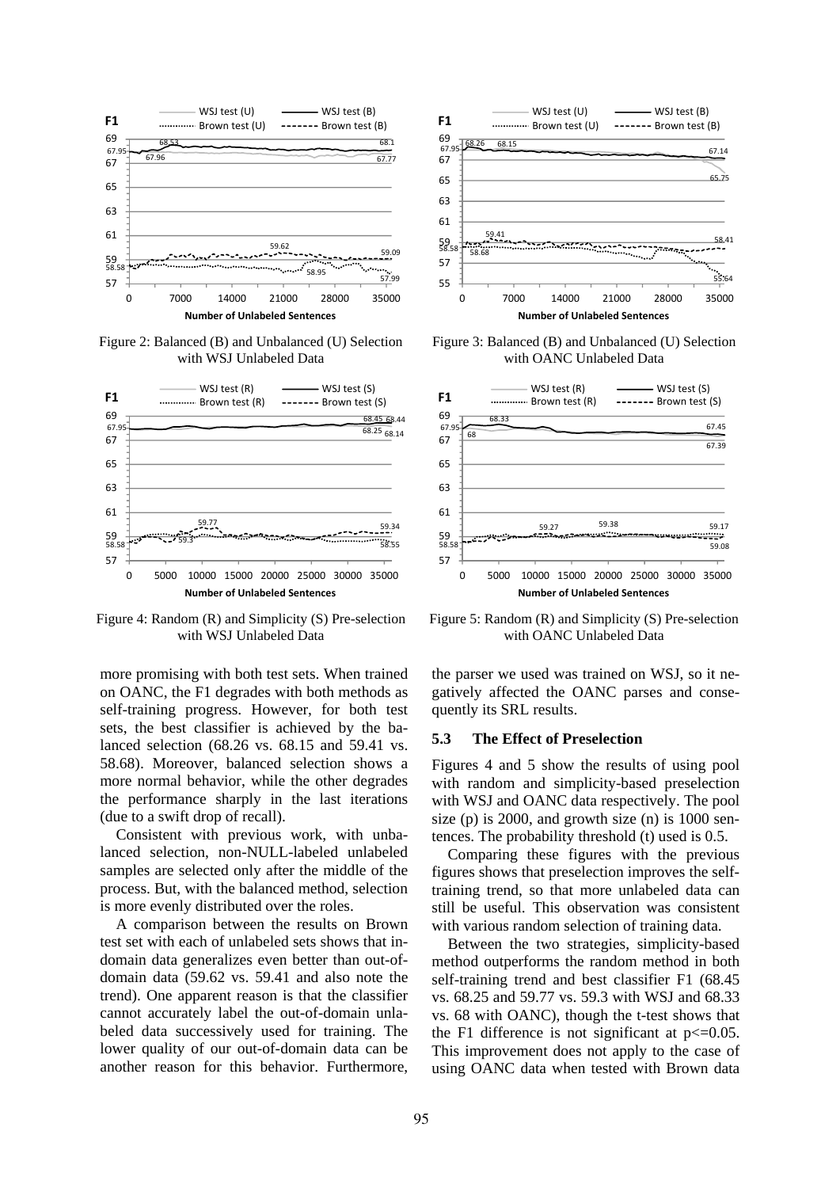Figure 2: Balanced (B) and Unbalanced (U) Selection with WSJ Unlabeled Data

Figure 3: Balanced (B) and Unbalanced (U) Selection with OANC Unlabeled Data

Figure 4: Random (R) and Simplicity (S) Pre-selection with WSJ Unlabeled Data

Figure 5: Random (R) and Simplicity (S) Pre-selection with OANC Unlabeled Data

more promising with both test sets. When trained on OANC, the F1 degrades with both methods as self-training progress. However, for both test sets, the best classifier is achieved by the balanced selection (68.26 vs. 68.15 and 59.41 vs. 58.68). Moreover, balanced selection shows a more normal behavior, while the other degrades the performance sharply in the last iterations (due to a swift drop of recall).

Consistent with previous work, with unbalanced selection, non-NULL-labeled unlabeled samples are selected only after the middle of the process. But, with the balanced method, selection is more evenly distributed over the roles.

A comparison between the results on Brown test set with each of unlabeled sets shows that in-domain data generalizes even better than out-of-domain data (59.62 vs. 59.41 and also note the trend). One apparent reason is that the classifier cannot accurately label the out-of-domain unlabeled data successively used for training. The lower quality of our out-of-domain data can be another reason for this behavior. Furthermore, the parser we used was trained on WSJ, so it negatively affected the OANC parses and consequently its SRL results.

### 5.3 The Effect of Preselection

Figures 4 and 5 show the results of using pool with random and simplicity-based preselection with WSJ and OANC data respectively. The pool size (p) is 2000, and growth size (n) is 1000 sentences. The probability threshold (t) used is 0.5.

Comparing these figures with the previous figures shows that preselection improves the self-training trend, so that more unlabeled data can still be useful. This observation was consistent with various random selection of training data.

Between the two strategies, simplicity-based method outperforms the random method in both self-training trend and best classifier F1 (68.45 vs. 68.25 and 59.77 vs. 59.3 with WSJ and 68.33 vs. 68 with OANC), though the t-test shows that the F1 difference is not significant at $p<=0.05$. This improvement does not apply to the case of using OANC data when tested with Brown data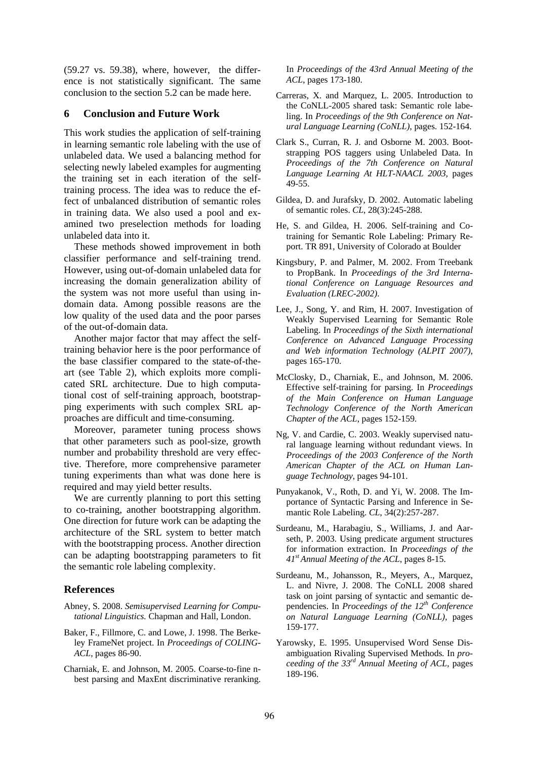(59.27 vs. 59.38), where, however, the difference is not statistically significant. The same conclusion to the section 5.2 can be made here.

## 6 Conclusion and Future Work

This work studies the application of self-training in learning semantic role labeling with the use of unlabeled data. We used a balancing method for selecting newly labeled examples for augmenting the training set in each iteration of the self-training process. The idea was to reduce the effect of unbalanced distribution of semantic roles in training data. We also used a pool and examined two preselection methods for loading unlabeled data into it.

These methods showed improvement in both classifier performance and self-training trend. However, using out-of-domain unlabeled data for increasing the domain generalization ability of the system was not more useful than using in-domain data. Among possible reasons are the low quality of the used data and the poor parses of the out-of-domain data.

Another major factor that may affect the self-training behavior here is the poor performance of the base classifier compared to the state-of-the-art (see Table 2), which exploits more complicated SRL architecture. Due to high computational cost of self-training approach, bootstrapping experiments with such complex SRL approaches are difficult and time-consuming.

Moreover, parameter tuning process shows that other parameters such as pool-size, growth number and probability threshold are very effective. Therefore, more comprehensive parameter tuning experiments than what was done here is required and may yield better results.

We are currently planning to port this setting to co-training, another bootstrapping algorithm. One direction for future work can be adapting the architecture of the SRL system to better match with the bootstrapping process. Another direction can be adapting bootstrapping parameters to fit the semantic role labeling complexity.

## References

Abney, S. 2008. *Semisupervised Learning for Computational Linguistics.* Chapman and Hall, London.

Baker, F., Fillmore, C. and Lowe, J. 1998. The Berkeley FrameNet project. In *Proceedings of COLING-ACL*, pages 86-90.

Charniak, E. and Johnson, M. 2005. Coarse-to-fine n-best parsing and MaxEnt discriminative reranking. In *Proceedings of the 43rd Annual Meeting of the ACL*, pages 173-180.

Carreras, X. and Marquez, L. 2005. Introduction to the CoNLL-2005 shared task: Semantic role labeling. In *Proceedings of the 9th Conference on Natural Language Learning (CoNLL)*, pages. 152-164.

Clark S., Curran, R. J. and Osborne M. 2003. Bootstrapping POS taggers using Unlabeled Data. In *Proceedings of the 7th Conference on Natural Language Learning At HLT-NAACL 2003*, pages 49-55.

Gildea, D. and Jurafsky, D. 2002. Automatic labeling of semantic roles. *CL*, 28(3):245-288.

He, S. and Gildea, H. 2006. Self-training and Co-training for Semantic Role Labeling: Primary Report. TR 891, University of Colorado at Boulder

Kingsbury, P. and Palmer, M. 2002. From Treebank to PropBank. In *Proceedings of the 3rd International Conference on Language Resources and Evaluation (LREC-2002)*.

Lee, J., Song, Y. and Rim, H. 2007. Investigation of Weakly Supervised Learning for Semantic Role Labeling. In *Proceedings of the Sixth international Conference on Advanced Language Processing and Web information Technology (ALPIT 2007)*, pages 165-170.

McClosky, D., Charniak, E., and Johnson, M. 2006. Effective self-training for parsing. In *Proceedings of the Main Conference on Human Language Technology Conference of the North American Chapter of the ACL*, pages 152-159.

Ng, V. and Cardie, C. 2003. Weakly supervised natural language learning without redundant views. In *Proceedings of the 2003 Conference of the North American Chapter of the ACL on Human Language Technology*, pages 94-101.

Punyakanok, V., Roth, D. and Yi, W. 2008. The Importance of Syntactic Parsing and Inference in Semantic Role Labeling. *CL*, 34(2):257-287.

Surdeanu, M., Harabagiu, S., Williams, J. and Aarseth, P. 2003. Using predicate argument structures for information extraction. In *Proceedings of the 41st Annual Meeting of the ACL*, pages 8-15.

Surdeanu, M., Johansson, R., Meyers, A., Marquez, L. and Nivre, J. 2008. The CoNLL 2008 shared task on joint parsing of syntactic and semantic dependencies. In *Proceedings of the 12th Conference on Natural Language Learning (CoNLL)*, pages 159-177.

Yarowsky, E. 1995. Unsupervised Word Sense Disambiguation Rivaling Supervised Methods*.* In *proceeding of the 33rd Annual Meeting of ACL*, pages 189-196.